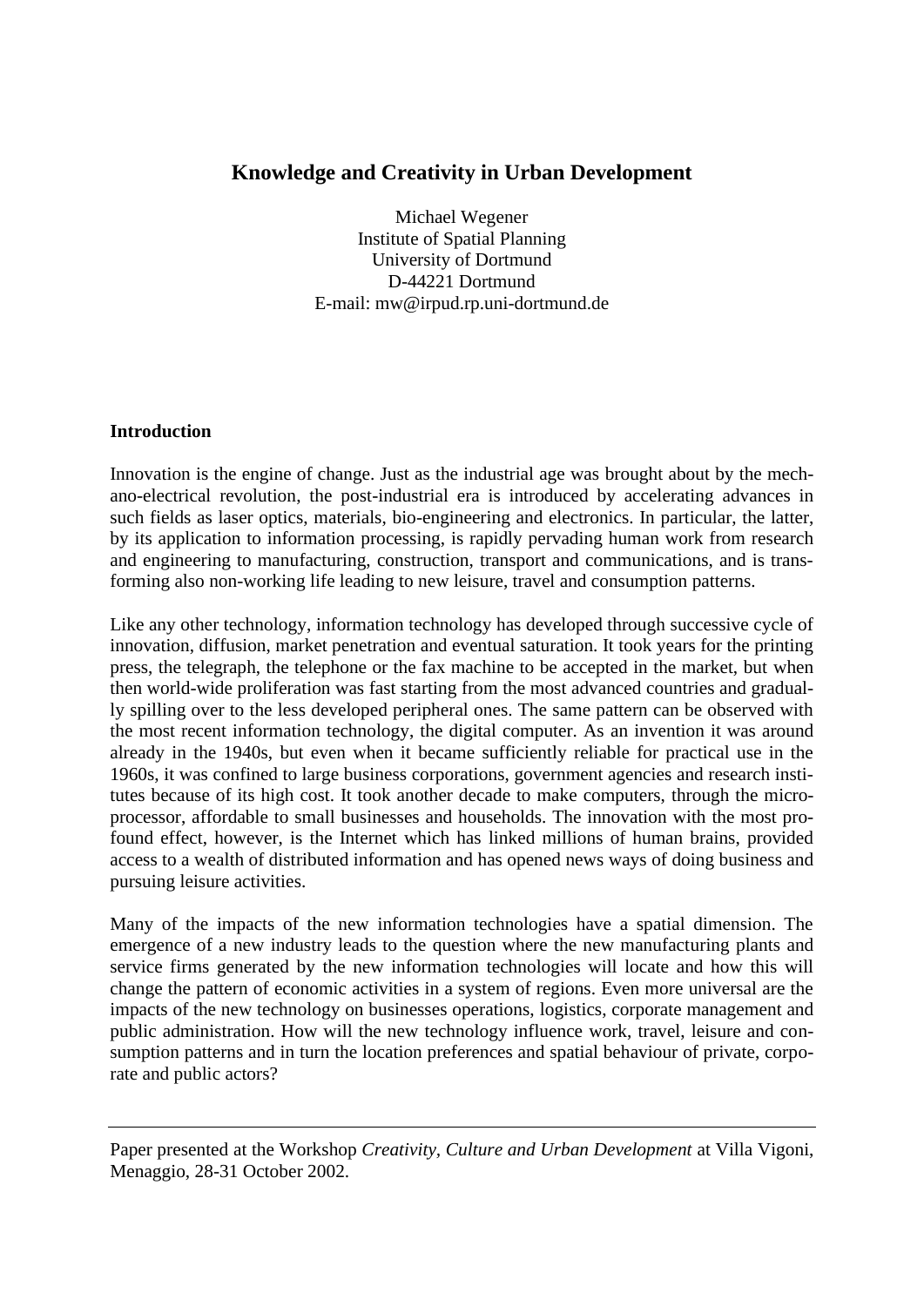# Knowledge and Creativity in Urban Development

Michael Wegener
Institute of Spatial Planning
University of Dortmund
D-44221 Dortmund
E-mail: mw@irpud.rp.uni-dortmund.de

## Introduction

Innovation is the engine of change. Just as the industrial age was brought about by the mechano-electrical revolution, the post-industrial era is introduced by accelerating advances in such fields as laser optics, materials, bio-engineering and electronics. In particular, the latter, by its application to information processing, is rapidly pervading human work from research and engineering to manufacturing, construction, transport and communications, and is transforming also non-working life leading to new leisure, travel and consumption patterns.

Like any other technology, information technology has developed through successive cycle of innovation, diffusion, market penetration and eventual saturation. It took years for the printing press, the telegraph, the telephone or the fax machine to be accepted in the market, but when then world-wide proliferation was fast starting from the most advanced countries and gradually spilling over to the less developed peripheral ones. The same pattern can be observed with the most recent information technology, the digital computer. As an invention it was around already in the 1940s, but even when it became sufficiently reliable for practical use in the 1960s, it was confined to large business corporations, government agencies and research institutes because of its high cost. It took another decade to make computers, through the microprocessor, affordable to small businesses and households. The innovation with the most profound effect, however, is the Internet which has linked millions of human brains, provided access to a wealth of distributed information and has opened news ways of doing business and pursuing leisure activities.

Many of the impacts of the new information technologies have a spatial dimension. The emergence of a new industry leads to the question where the new manufacturing plants and service firms generated by the new information technologies will locate and how this will change the pattern of economic activities in a system of regions. Even more universal are the impacts of the new technology on businesses operations, logistics, corporate management and public administration. How will the new technology influence work, travel, leisure and consumption patterns and in turn the location preferences and spatial behaviour of private, corporate and public actors?

---

Paper presented at the Workshop *Creativity, Culture and Urban Development* at Villa Vigoni, Menaggio, 28-31 October 2002.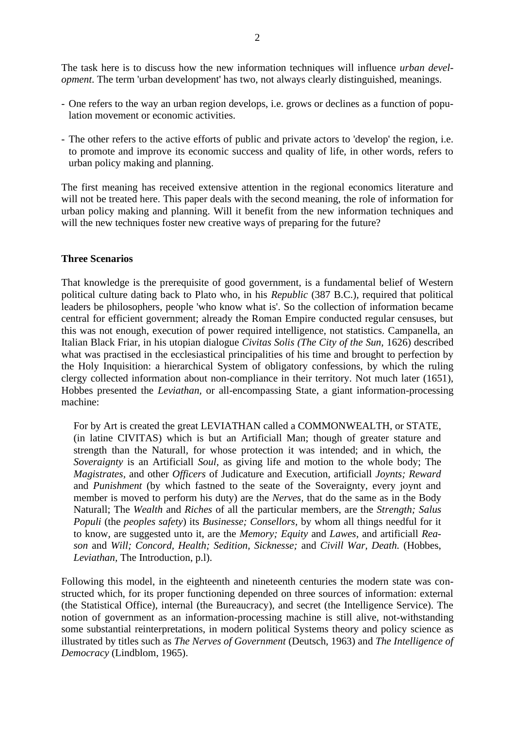The task here is to discuss how the new information techniques will influence *urban development*. The term 'urban development' has two, not always clearly distinguished, meanings.

- One refers to the way an urban region develops, i.e. grows or declines as a function of population movement or economic activities.

- The other refers to the active efforts of public and private actors to 'develop' the region, i.e. to promote and improve its economic success and quality of life, in other words, refers to urban policy making and planning.

The first meaning has received extensive attention in the regional economics literature and will not be treated here. This paper deals with the second meaning, the role of information for urban policy making and planning. Will it benefit from the new information techniques and will the new techniques foster new creative ways of preparing for the future?

**Three Scenarios**

That knowledge is the prerequisite of good government, is a fundamental belief of Western political culture dating back to Plato who, in his *Republic* (387 B.C.), required that political leaders be philosophers, people 'who know what is'. So the collection of information became central for efficient government; already the Roman Empire conducted regular censuses, but this was not enough, execution of power required intelligence, not statistics. Campanella, an Italian Black Friar, in his utopian dialogue *Civitas Solis (The City of the Sun*, 1626) described what was practised in the ecclesiastical principalities of his time and brought to perfection by the Holy Inquisition: a hierarchical System of obligatory confessions, by which the ruling clergy collected information about non-compliance in their territory. Not much later (1651), Hobbes presented the *Leviathan*, or all-encompassing State, a giant information-processing machine:

> For by Art is created the great LEVIATHAN called a COMMONWEALTH, or STATE, (in latine CIVITAS) which is but an Artificiall Man; though of greater stature and strength than the Naturall, for whose protection it was intended; and in which, the *Soveraignty* is an Artificiall *Soul*, as giving life and motion to the whole body; The *Magistrates*, and other *Officers* of Judicature and Execution, artificiall *Joynts; Reward* and *Punishment* (by which fastned to the seate of the Soveraignty, every joynt and member is moved to perform his duty) are the *Nerves*, that do the same as in the Body Naturall; The *Wealth* and *Riches* of all the particular members, are the *Strength; Salus Populi* (the *peoples safety*) its *Businesse; Consellors*, by whom all things needfull for it to know, are suggested unto it, are the *Memory; Equity* and *Lawes*, and artificiall *Reason* and *Will; Concord, Health; Sedition, Sicknesse;* and *Civill War, Death.* (Hobbes, *Leviathan*, The Introduction, p.l).

Following this model, in the eighteenth and nineteenth centuries the modern state was constructed which, for its proper functioning depended on three sources of information: external (the Statistical Office), internal (the Bureaucracy), and secret (the Intelligence Service). The notion of government as an information-processing machine is still alive, not-withstanding some substantial reinterpretations, in modern political Systems theory and policy science as illustrated by titles such as *The Nerves of Government* (Deutsch, 1963) and *The Intelligence of Democracy* (Lindblom, 1965).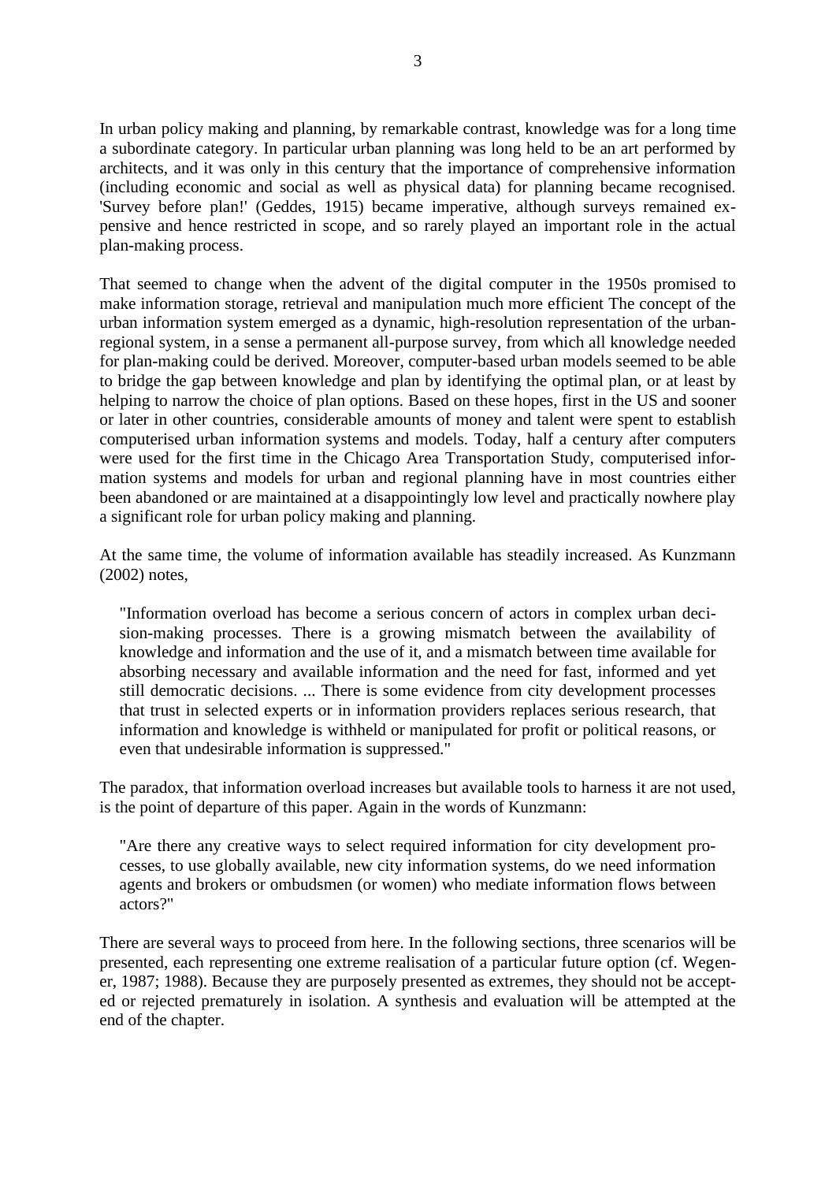In urban policy making and planning, by remarkable contrast, knowledge was for a long time a subordinate category. In particular urban planning was long held to be an art performed by architects, and it was only in this century that the importance of comprehensive information (including economic and social as well as physical data) for planning became recognised. 'Survey before plan!' (Geddes, 1915) became imperative, although surveys remained expensive and hence restricted in scope, and so rarely played an important role in the actual plan-making process.

That seemed to change when the advent of the digital computer in the 1950s promised to make information storage, retrieval and manipulation much more efficient The concept of the urban information system emerged as a dynamic, high-resolution representation of the urban-regional system, in a sense a permanent all-purpose survey, from which all knowledge needed for plan-making could be derived. Moreover, computer-based urban models seemed to be able to bridge the gap between knowledge and plan by identifying the optimal plan, or at least by helping to narrow the choice of plan options. Based on these hopes, first in the US and sooner or later in other countries, considerable amounts of money and talent were spent to establish computerised urban information systems and models. Today, half a century after computers were used for the first time in the Chicago Area Transportation Study, computerised information systems and models for urban and regional planning have in most countries either been abandoned or are maintained at a disappointingly low level and practically nowhere play a significant role for urban policy making and planning.

At the same time, the volume of information available has steadily increased. As Kunzmann (2002) notes,

> "Information overload has become a serious concern of actors in complex urban decision-making processes. There is a growing mismatch between the availability of knowledge and information and the use of it, and a mismatch between time available for absorbing necessary and available information and the need for fast, informed and yet still democratic decisions. ... There is some evidence from city development processes that trust in selected experts or in information providers replaces serious research, that information and knowledge is withheld or manipulated for profit or political reasons, or even that undesirable information is suppressed."

The paradox, that information overload increases but available tools to harness it are not used, is the point of departure of this paper. Again in the words of Kunzmann:

> "Are there any creative ways to select required information for city development processes, to use globally available, new city information systems, do we need information agents and brokers or ombudsmen (or women) who mediate information flows between actors?"

There are several ways to proceed from here. In the following sections, three scenarios will be presented, each representing one extreme realisation of a particular future option (cf. Wegener, 1987; 1988). Because they are purposely presented as extremes, they should not be accepted or rejected prematurely in isolation. A synthesis and evaluation will be attempted at the end of the chapter.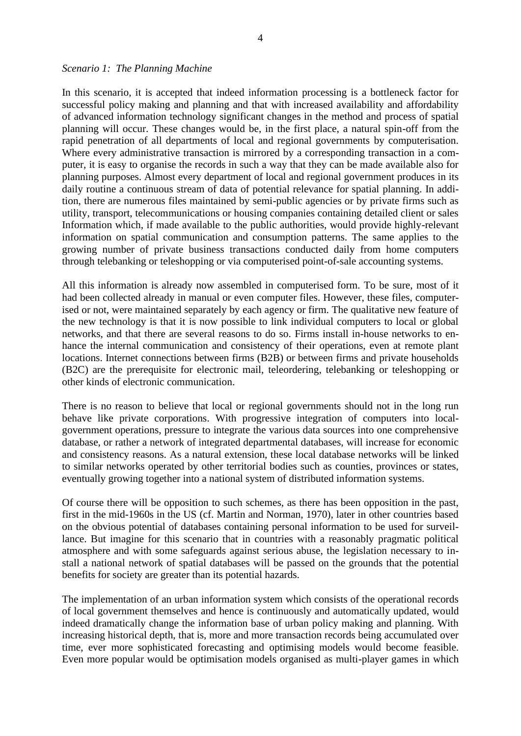*Scenario 1: The Planning Machine*

In this scenario, it is accepted that indeed information processing is a bottleneck factor for successful policy making and planning and that with increased availability and affordability of advanced information technology significant changes in the method and process of spatial planning will occur. These changes would be, in the first place, a natural spin-off from the rapid penetration of all departments of local and regional governments by computerisation. Where every administrative transaction is mirrored by a corresponding transaction in a computer, it is easy to organise the records in such a way that they can be made available also for planning purposes. Almost every department of local and regional government produces in its daily routine a continuous stream of data of potential relevance for spatial planning. In addition, there are numerous files maintained by semi-public agencies or by private firms such as utility, transport, telecommunications or housing companies containing detailed client or sales Information which, if made available to the public authorities, would provide highly-relevant information on spatial communication and consumption patterns. The same applies to the growing number of private business transactions conducted daily from home computers through telebanking or teleshopping or via computerised point-of-sale accounting systems.

All this information is already now assembled in computerised form. To be sure, most of it had been collected already in manual or even computer files. However, these files, computerised or not, were maintained separately by each agency or firm. The qualitative new feature of the new technology is that it is now possible to link individual computers to local or global networks, and that there are several reasons to do so. Firms install in-house networks to enhance the internal communication and consistency of their operations, even at remote plant locations. Internet connections between firms (B2B) or between firms and private households (B2C) are the prerequisite for electronic mail, teleordering, telebanking or teleshopping or other kinds of electronic communication.

There is no reason to believe that local or regional governments should not in the long run behave like private corporations. With progressive integration of computers into local-government operations, pressure to integrate the various data sources into one comprehensive database, or rather a network of integrated departmental databases, will increase for economic and consistency reasons. As a natural extension, these local database networks will be linked to similar networks operated by other territorial bodies such as counties, provinces or states, eventually growing together into a national system of distributed information systems.

Of course there will be opposition to such schemes, as there has been opposition in the past, first in the mid-1960s in the US (cf. Martin and Norman, 1970), later in other countries based on the obvious potential of databases containing personal information to be used for surveillance. But imagine for this scenario that in countries with a reasonably pragmatic political atmosphere and with some safeguards against serious abuse, the legislation necessary to install a national network of spatial databases will be passed on the grounds that the potential benefits for society are greater than its potential hazards.

The implementation of an urban information system which consists of the operational records of local government themselves and hence is continuously and automatically updated, would indeed dramatically change the information base of urban policy making and planning. With increasing historical depth, that is, more and more transaction records being accumulated over time, ever more sophisticated forecasting and optimising models would become feasible. Even more popular would be optimisation models organised as multi-player games in which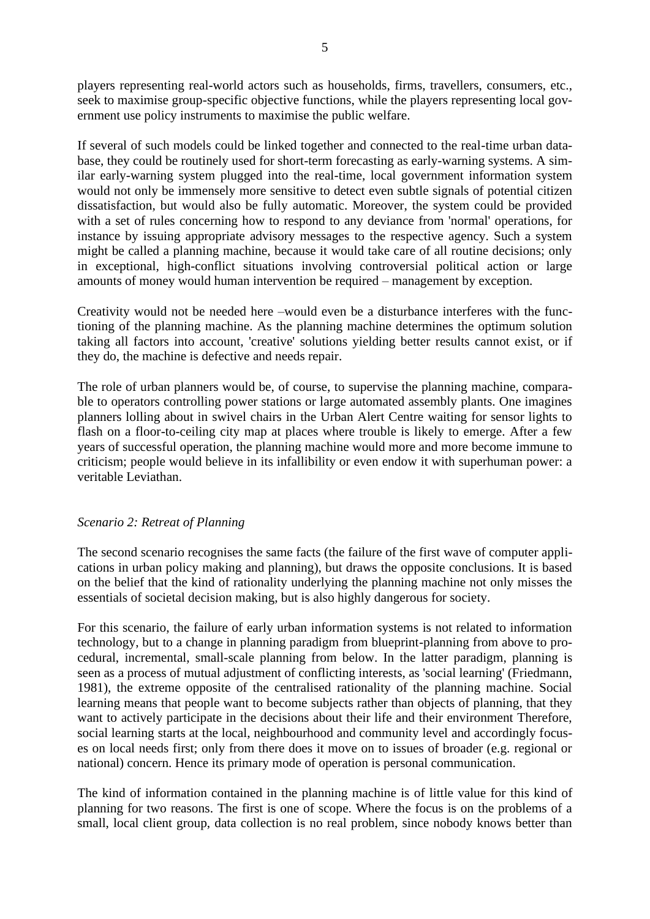players representing real-world actors such as households, firms, travellers, consumers, etc., seek to maximise group-specific objective functions, while the players representing local government use policy instruments to maximise the public welfare.

If several of such models could be linked together and connected to the real-time urban database, they could be routinely used for short-term forecasting as early-warning systems. A similar early-warning system plugged into the real-time, local government information system would not only be immensely more sensitive to detect even subtle signals of potential citizen dissatisfaction, but would also be fully automatic. Moreover, the system could be provided with a set of rules concerning how to respond to any deviance from 'normal' operations, for instance by issuing appropriate advisory messages to the respective agency. Such a system might be called a planning machine, because it would take care of all routine decisions; only in exceptional, high-conflict situations involving controversial political action or large amounts of money would human intervention be required – management by exception.

Creativity would not be needed here –would even be a disturbance interferes with the functioning of the planning machine. As the planning machine determines the optimum solution taking all factors into account, 'creative' solutions yielding better results cannot exist, or if they do, the machine is defective and needs repair.

The role of urban planners would be, of course, to supervise the planning machine, comparable to operators controlling power stations or large automated assembly plants. One imagines planners lolling about in swivel chairs in the Urban Alert Centre waiting for sensor lights to flash on a floor-to-ceiling city map at places where trouble is likely to emerge. After a few years of successful operation, the planning machine would more and more become immune to criticism; people would believe in its infallibility or even endow it with superhuman power: a veritable Leviathan.

*Scenario 2: Retreat of Planning*

The second scenario recognises the same facts (the failure of the first wave of computer applications in urban policy making and planning), but draws the opposite conclusions. It is based on the belief that the kind of rationality underlying the planning machine not only misses the essentials of societal decision making, but is also highly dangerous for society.

For this scenario, the failure of early urban information systems is not related to information technology, but to a change in planning paradigm from blueprint-planning from above to procedural, incremental, small-scale planning from below. In the latter paradigm, planning is seen as a process of mutual adjustment of conflicting interests, as 'social learning' (Friedmann, 1981), the extreme opposite of the centralised rationality of the planning machine. Social learning means that people want to become subjects rather than objects of planning, that they want to actively participate in the decisions about their life and their environment Therefore, social learning starts at the local, neighbourhood and community level and accordingly focuses on local needs first; only from there does it move on to issues of broader (e.g. regional or national) concern. Hence its primary mode of operation is personal communication.

The kind of information contained in the planning machine is of little value for this kind of planning for two reasons. The first is one of scope. Where the focus is on the problems of a small, local client group, data collection is no real problem, since nobody knows better than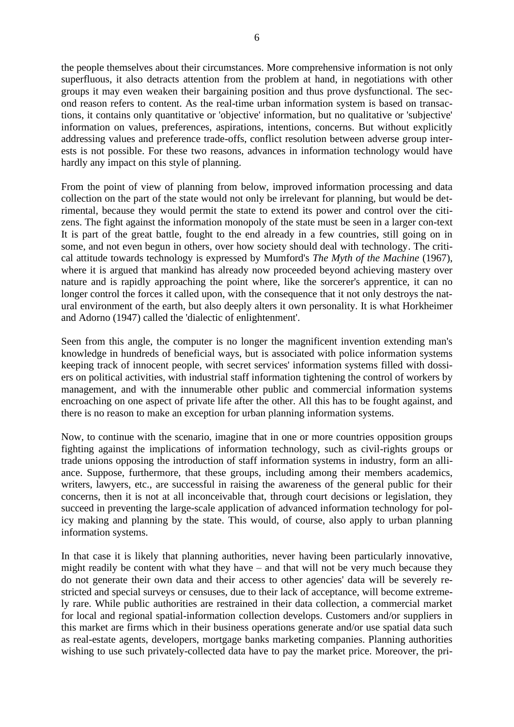the people themselves about their circumstances. More comprehensive information is not only superfluous, it also detracts attention from the problem at hand, in negotiations with other groups it may even weaken their bargaining position and thus prove dysfunctional. The second reason refers to content. As the real-time urban information system is based on transactions, it contains only quantitative or 'objective' information, but no qualitative or 'subjective' information on values, preferences, aspirations, intentions, concerns. But without explicitly addressing values and preference trade-offs, conflict resolution between adverse group interests is not possible. For these two reasons, advances in information technology would have hardly any impact on this style of planning.

From the point of view of planning from below, improved information processing and data collection on the part of the state would not only be irrelevant for planning, but would be detrimental, because they would permit the state to extend its power and control over the citizens. The fight against the information monopoly of the state must be seen in a larger con-text It is part of the great battle, fought to the end already in a few countries, still going on in some, and not even begun in others, over how society should deal with technology. The critical attitude towards technology is expressed by Mumford's *The Myth of the Machine* (1967), where it is argued that mankind has already now proceeded beyond achieving mastery over nature and is rapidly approaching the point where, like the sorcerer's apprentice, it can no longer control the forces it called upon, with the consequence that it not only destroys the natural environment of the earth, but also deeply alters it own personality. It is what Horkheimer and Adorno (1947) called the 'dialectic of enlightenment'.

Seen from this angle, the computer is no longer the magnificent invention extending man's knowledge in hundreds of beneficial ways, but is associated with police information systems keeping track of innocent people, with secret services' information systems filled with dossiers on political activities, with industrial staff information tightening the control of workers by management, and with the innumerable other public and commercial information systems encroaching on one aspect of private life after the other. All this has to be fought against, and there is no reason to make an exception for urban planning information systems.

Now, to continue with the scenario, imagine that in one or more countries opposition groups fighting against the implications of information technology, such as civil-rights groups or trade unions opposing the introduction of staff information systems in industry, form an alliance. Suppose, furthermore, that these groups, including among their members academics, writers, lawyers, etc., are successful in raising the awareness of the general public for their concerns, then it is not at all inconceivable that, through court decisions or legislation, they succeed in preventing the large-scale application of advanced information technology for policy making and planning by the state. This would, of course, also apply to urban planning information systems.

In that case it is likely that planning authorities, never having been particularly innovative, might readily be content with what they have – and that will not be very much because they do not generate their own data and their access to other agencies' data will be severely restricted and special surveys or censuses, due to their lack of acceptance, will become extremely rare. While public authorities are restrained in their data collection, a commercial market for local and regional spatial-information collection develops. Customers and/or suppliers in this market are firms which in their business operations generate and/or use spatial data such as real-estate agents, developers, mortgage banks marketing companies. Planning authorities wishing to use such privately-collected data have to pay the market price. Moreover, the pri-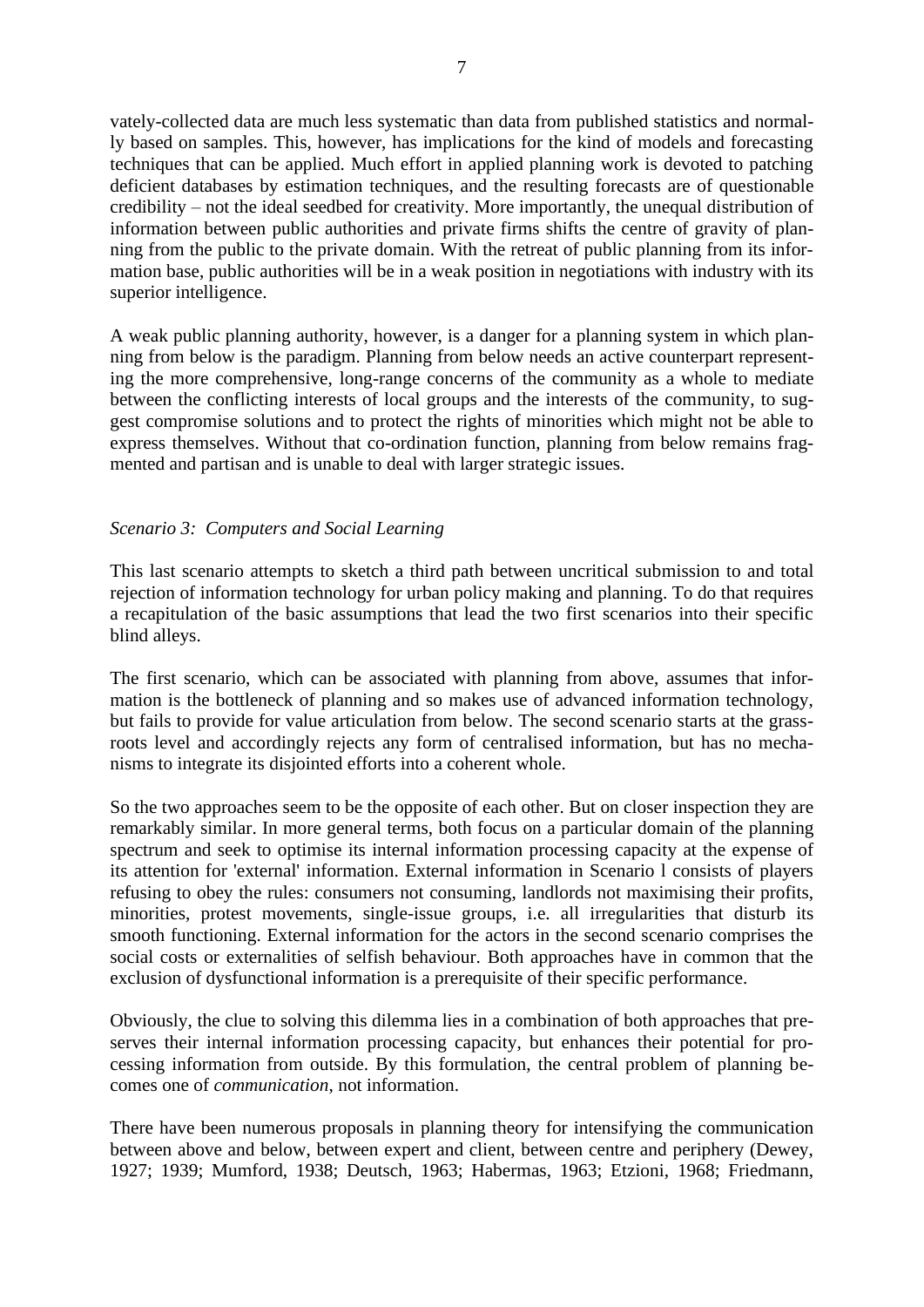vately-collected data are much less systematic than data from published statistics and normally based on samples. This, however, has implications for the kind of models and forecasting techniques that can be applied. Much effort in applied planning work is devoted to patching deficient databases by estimation techniques, and the resulting forecasts are of questionable credibility – not the ideal seedbed for creativity. More importantly, the unequal distribution of information between public authorities and private firms shifts the centre of gravity of planning from the public to the private domain. With the retreat of public planning from its information base, public authorities will be in a weak position in negotiations with industry with its superior intelligence.

A weak public planning authority, however, is a danger for a planning system in which planning from below is the paradigm. Planning from below needs an active counterpart representing the more comprehensive, long-range concerns of the community as a whole to mediate between the conflicting interests of local groups and the interests of the community, to suggest compromise solutions and to protect the rights of minorities which might not be able to express themselves. Without that co-ordination function, planning from below remains fragmented and partisan and is unable to deal with larger strategic issues.

*Scenario 3: Computers and Social Learning*

This last scenario attempts to sketch a third path between uncritical submission to and total rejection of information technology for urban policy making and planning. To do that requires a recapitulation of the basic assumptions that lead the two first scenarios into their specific blind alleys.

The first scenario, which can be associated with planning from above, assumes that information is the bottleneck of planning and so makes use of advanced information technology, but fails to provide for value articulation from below. The second scenario starts at the grassroots level and accordingly rejects any form of centralised information, but has no mechanisms to integrate its disjointed efforts into a coherent whole.

So the two approaches seem to be the opposite of each other. But on closer inspection they are remarkably similar. In more general terms, both focus on a particular domain of the planning spectrum and seek to optimise its internal information processing capacity at the expense of its attention for 'external' information. External information in Scenario l consists of players refusing to obey the rules: consumers not consuming, landlords not maximising their profits, minorities, protest movements, single-issue groups, i.e. all irregularities that disturb its smooth functioning. External information for the actors in the second scenario comprises the social costs or externalities of selfish behaviour. Both approaches have in common that the exclusion of dysfunctional information is a prerequisite of their specific performance.

Obviously, the clue to solving this dilemma lies in a combination of both approaches that preserves their internal information processing capacity, but enhances their potential for processing information from outside. By this formulation, the central problem of planning becomes one of *communication*, not information.

There have been numerous proposals in planning theory for intensifying the communication between above and below, between expert and client, between centre and periphery (Dewey, 1927; 1939; Mumford, 1938; Deutsch, 1963; Habermas, 1963; Etzioni, 1968; Friedmann,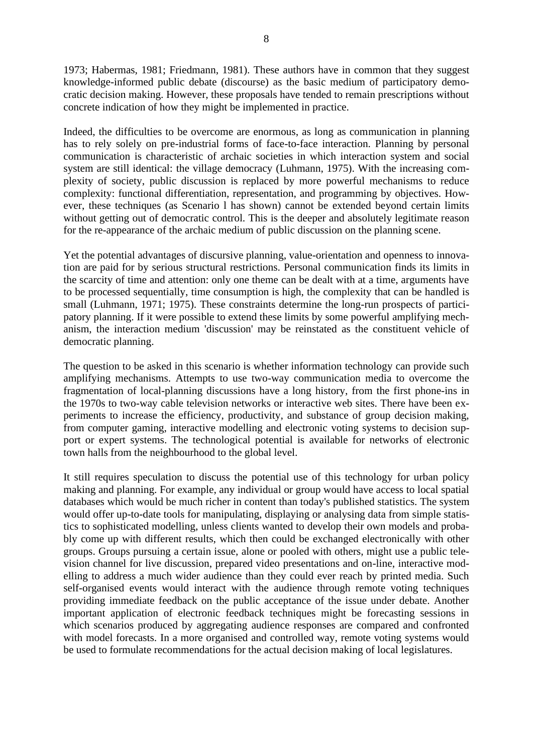1973; Habermas, 1981; Friedmann, 1981). These authors have in common that they suggest knowledge-informed public debate (discourse) as the basic medium of participatory democratic decision making. However, these proposals have tended to remain prescriptions without concrete indication of how they might be implemented in practice.

Indeed, the difficulties to be overcome are enormous, as long as communication in planning has to rely solely on pre-industrial forms of face-to-face interaction. Planning by personal communication is characteristic of archaic societies in which interaction system and social system are still identical: the village democracy (Luhmann, 1975). With the increasing complexity of society, public discussion is replaced by more powerful mechanisms to reduce complexity: functional differentiation, representation, and programming by objectives. However, these techniques (as Scenario l has shown) cannot be extended beyond certain limits without getting out of democratic control. This is the deeper and absolutely legitimate reason for the re-appearance of the archaic medium of public discussion on the planning scene.

Yet the potential advantages of discursive planning, value-orientation and openness to innovation are paid for by serious structural restrictions. Personal communication finds its limits in the scarcity of time and attention: only one theme can be dealt with at a time, arguments have to be processed sequentially, time consumption is high, the complexity that can be handled is small (Luhmann, 1971; 1975). These constraints determine the long-run prospects of participatory planning. If it were possible to extend these limits by some powerful amplifying mechanism, the interaction medium 'discussion' may be reinstated as the constituent vehicle of democratic planning.

The question to be asked in this scenario is whether information technology can provide such amplifying mechanisms. Attempts to use two-way communication media to overcome the fragmentation of local-planning discussions have a long history, from the first phone-ins in the 1970s to two-way cable television networks or interactive web sites. There have been experiments to increase the efficiency, productivity, and substance of group decision making, from computer gaming, interactive modelling and electronic voting systems to decision support or expert systems. The technological potential is available for networks of electronic town halls from the neighbourhood to the global level.

It still requires speculation to discuss the potential use of this technology for urban policy making and planning. For example, any individual or group would have access to local spatial databases which would be much richer in content than today's published statistics. The system would offer up-to-date tools for manipulating, displaying or analysing data from simple statistics to sophisticated modelling, unless clients wanted to develop their own models and probably come up with different results, which then could be exchanged electronically with other groups. Groups pursuing a certain issue, alone or pooled with others, might use a public television channel for live discussion, prepared video presentations and on-line, interactive modelling to address a much wider audience than they could ever reach by printed media. Such self-organised events would interact with the audience through remote voting techniques providing immediate feedback on the public acceptance of the issue under debate. Another important application of electronic feedback techniques might be forecasting sessions in which scenarios produced by aggregating audience responses are compared and confronted with model forecasts. In a more organised and controlled way, remote voting systems would be used to formulate recommendations for the actual decision making of local legislatures.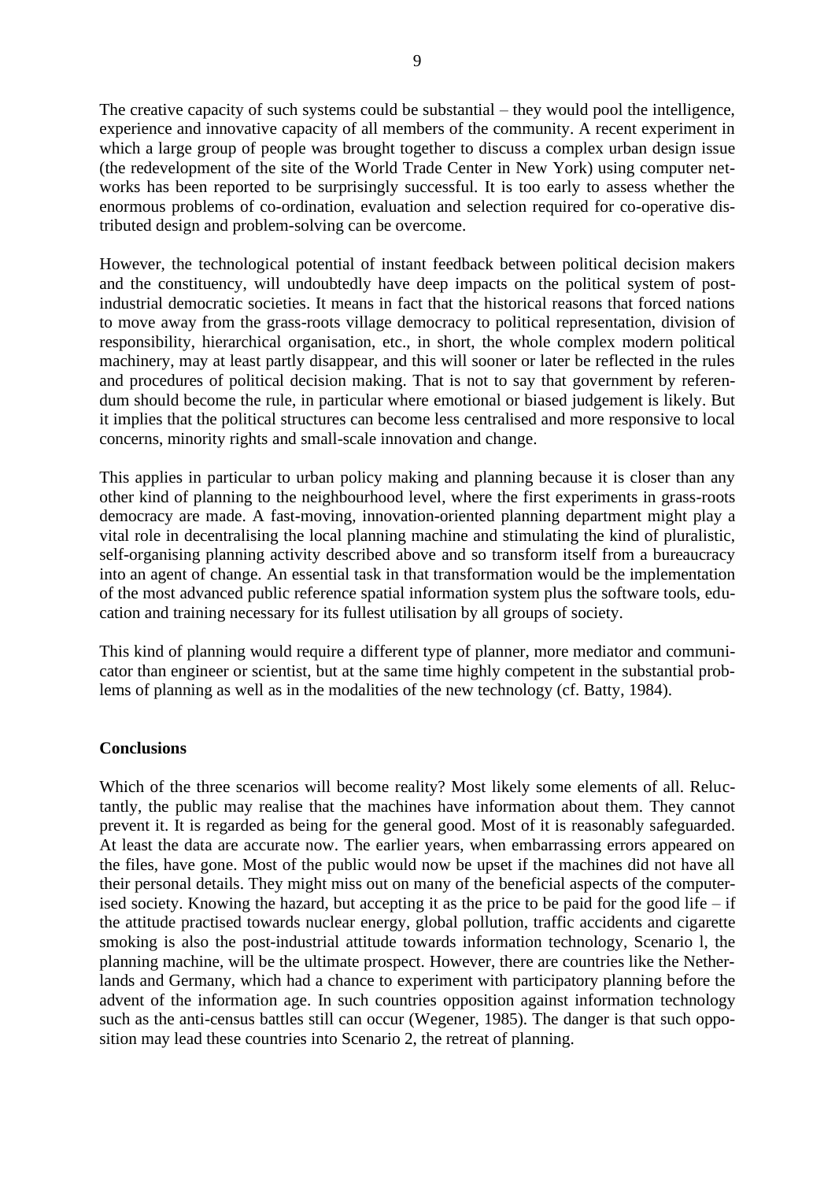The creative capacity of such systems could be substantial – they would pool the intelligence, experience and innovative capacity of all members of the community. A recent experiment in which a large group of people was brought together to discuss a complex urban design issue (the redevelopment of the site of the World Trade Center in New York) using computer networks has been reported to be surprisingly successful. It is too early to assess whether the enormous problems of co-ordination, evaluation and selection required for co-operative distributed design and problem-solving can be overcome.

However, the technological potential of instant feedback between political decision makers and the constituency, will undoubtedly have deep impacts on the political system of post-industrial democratic societies. It means in fact that the historical reasons that forced nations to move away from the grass-roots village democracy to political representation, division of responsibility, hierarchical organisation, etc., in short, the whole complex modern political machinery, may at least partly disappear, and this will sooner or later be reflected in the rules and procedures of political decision making. That is not to say that government by referendum should become the rule, in particular where emotional or biased judgement is likely. But it implies that the political structures can become less centralised and more responsive to local concerns, minority rights and small-scale innovation and change.

This applies in particular to urban policy making and planning because it is closer than any other kind of planning to the neighbourhood level, where the first experiments in grass-roots democracy are made. A fast-moving, innovation-oriented planning department might play a vital role in decentralising the local planning machine and stimulating the kind of pluralistic, self-organising planning activity described above and so transform itself from a bureaucracy into an agent of change. An essential task in that transformation would be the implementation of the most advanced public reference spatial information system plus the software tools, education and training necessary for its fullest utilisation by all groups of society.

This kind of planning would require a different type of planner, more mediator and communicator than engineer or scientist, but at the same time highly competent in the substantial problems of planning as well as in the modalities of the new technology (cf. Batty, 1984).

## Conclusions

Which of the three scenarios will become reality? Most likely some elements of all. Reluctantly, the public may realise that the machines have information about them. They cannot prevent it. It is regarded as being for the general good. Most of it is reasonably safeguarded. At least the data are accurate now. The earlier years, when embarrassing errors appeared on the files, have gone. Most of the public would now be upset if the machines did not have all their personal details. They might miss out on many of the beneficial aspects of the computerised society. Knowing the hazard, but accepting it as the price to be paid for the good life – if the attitude practised towards nuclear energy, global pollution, traffic accidents and cigarette smoking is also the post-industrial attitude towards information technology, Scenario 1, the planning machine, will be the ultimate prospect. However, there are countries like the Netherlands and Germany, which had a chance to experiment with participatory planning before the advent of the information age. In such countries opposition against information technology such as the anti-census battles still can occur (Wegener, 1985). The danger is that such opposition may lead these countries into Scenario 2, the retreat of planning.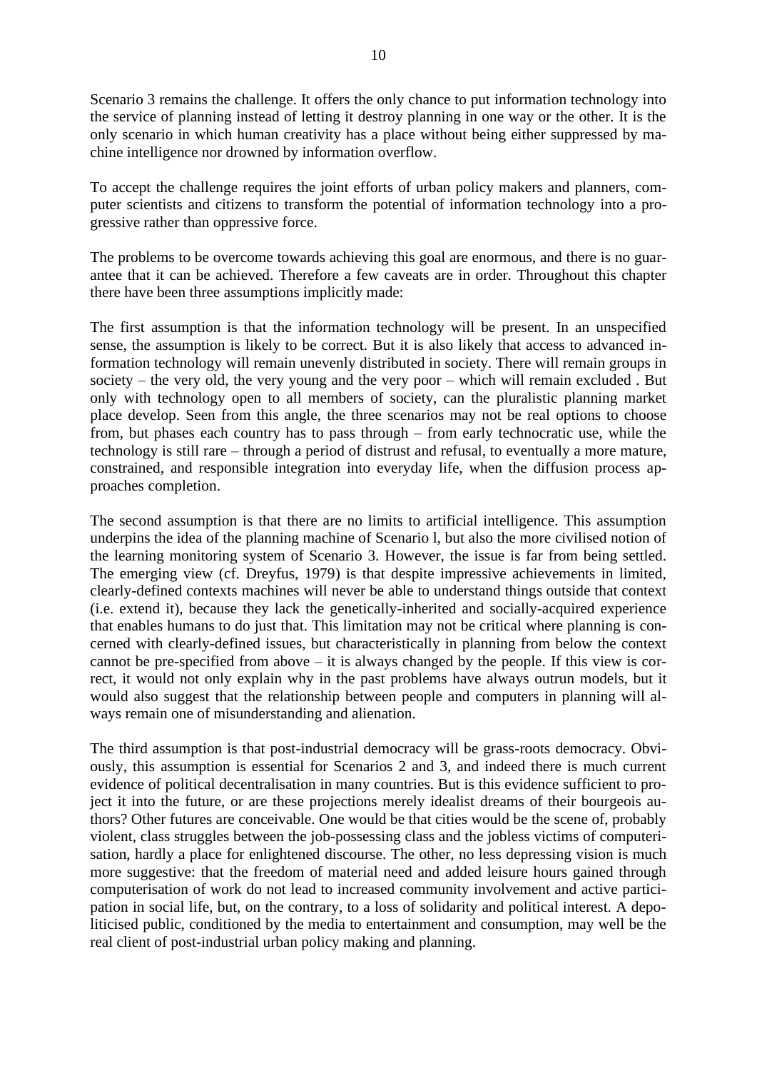Scenario 3 remains the challenge. It offers the only chance to put information technology into the service of planning instead of letting it destroy planning in one way or the other. It is the only scenario in which human creativity has a place without being either suppressed by machine intelligence nor drowned by information overflow.

To accept the challenge requires the joint efforts of urban policy makers and planners, computer scientists and citizens to transform the potential of information technology into a progressive rather than oppressive force.

The problems to be overcome towards achieving this goal are enormous, and there is no guarantee that it can be achieved. Therefore a few caveats are in order. Throughout this chapter there have been three assumptions implicitly made:

The first assumption is that the information technology will be present. In an unspecified sense, the assumption is likely to be correct. But it is also likely that access to advanced information technology will remain unevenly distributed in society. There will remain groups in society – the very old, the very young and the very poor – which will remain excluded . But only with technology open to all members of society, can the pluralistic planning market place develop. Seen from this angle, the three scenarios may not be real options to choose from, but phases each country has to pass through – from early technocratic use, while the technology is still rare – through a period of distrust and refusal, to eventually a more mature, constrained, and responsible integration into everyday life, when the diffusion process approaches completion.

The second assumption is that there are no limits to artificial intelligence. This assumption underpins the idea of the planning machine of Scenario l, but also the more civilised notion of the learning monitoring system of Scenario 3. However, the issue is far from being settled. The emerging view (cf. Dreyfus, 1979) is that despite impressive achievements in limited, clearly-defined contexts machines will never be able to understand things outside that context (i.e. extend it), because they lack the genetically-inherited and socially-acquired experience that enables humans to do just that. This limitation may not be critical where planning is concerned with clearly-defined issues, but characteristically in planning from below the context cannot be pre-specified from above – it is always changed by the people. If this view is correct, it would not only explain why in the past problems have always outrun models, but it would also suggest that the relationship between people and computers in planning will always remain one of misunderstanding and alienation.

The third assumption is that post-industrial democracy will be grass-roots democracy. Obviously, this assumption is essential for Scenarios 2 and 3, and indeed there is much current evidence of political decentralisation in many countries. But is this evidence sufficient to project it into the future, or are these projections merely idealist dreams of their bourgeois authors? Other futures are conceivable. One would be that cities would be the scene of, probably violent, class struggles between the job-possessing class and the jobless victims of computerisation, hardly a place for enlightened discourse. The other, no less depressing vision is much more suggestive: that the freedom of material need and added leisure hours gained through computerisation of work do not lead to increased community involvement and active participation in social life, but, on the contrary, to a loss of solidarity and political interest. A depoliticised public, conditioned by the media to entertainment and consumption, may well be the real client of post-industrial urban policy making and planning.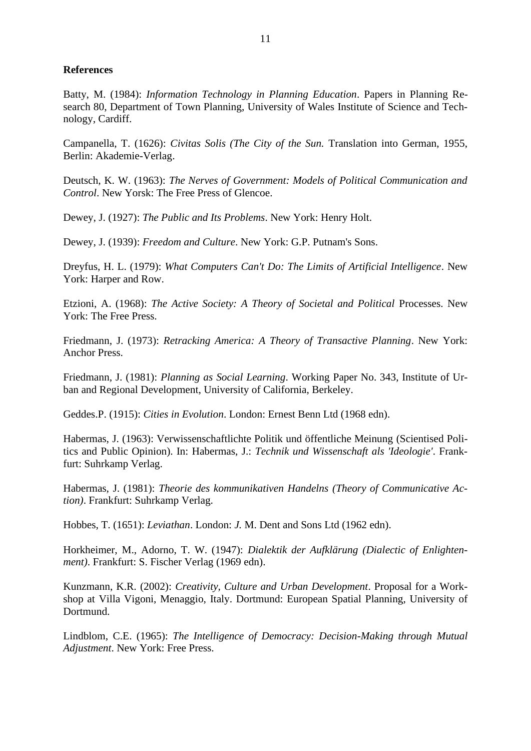**References**

Batty, M. (1984): *Information Technology in Planning Education*. Papers in Planning Research 80, Department of Town Planning, University of Wales Institute of Science and Technology, Cardiff.

Campanella, T. (1626): *Civitas Solis (The City of the Sun.* Translation into German, 1955, Berlin: Akademie-Verlag.

Deutsch, K. W. (1963): *The Nerves of Government: Models of Political Communication and Control*. New Yorsk: The Free Press of Glencoe.

Dewey, J. (1927): *The Public and Its Problems*. New York: Henry Holt.

Dewey, J. (1939): *Freedom and Culture*. New York: G.P. Putnam's Sons.

Dreyfus, H. L. (1979): *What Computers Can't Do: The Limits of Artificial Intelligence*. New York: Harper and Row.

Etzioni, A. (1968): *The Active Society: A Theory of Societal and Political* Processes. New York: The Free Press.

Friedmann, J. (1973): *Retracking America: A Theory of Transactive Planning*. New York: Anchor Press.

Friedmann, J. (1981): *Planning as Social Learning*. Working Paper No. 343, Institute of Urban and Regional Development, University of California, Berkeley.

Geddes.P. (1915): *Cities in Evolution*. London: Ernest Benn Ltd (1968 edn).

Habermas, J. (1963): Verwissenschaftlichte Politik und öffentliche Meinung (Scientised Politics and Public Opinion). In: Habermas, J.: *Technik und Wissenschaft als 'Ideologie'*. Frankfurt: Suhrkamp Verlag.

Habermas, J. (1981): *Theorie des kommunikativen Handelns (Theory of Communicative Action)*. Frankfurt: Suhrkamp Verlag.

Hobbes, T. (1651): *Leviathan*. London: *J.* M. Dent and Sons Ltd (1962 edn).

Horkheimer, M., Adorno, T. W. (1947): *Dialektik der Aufklärung (Dialectic of Enlightenment)*. Frankfurt: S. Fischer Verlag (1969 edn).

Kunzmann, K.R. (2002): *Creativity, Culture and Urban Development*. Proposal for a Workshop at Villa Vigoni, Menaggio, Italy. Dortmund: European Spatial Planning, University of Dortmund.

Lindblom, C.E. (1965): *The Intelligence of Democracy: Decision-Making through Mutual Adjustment*. New York: Free Press.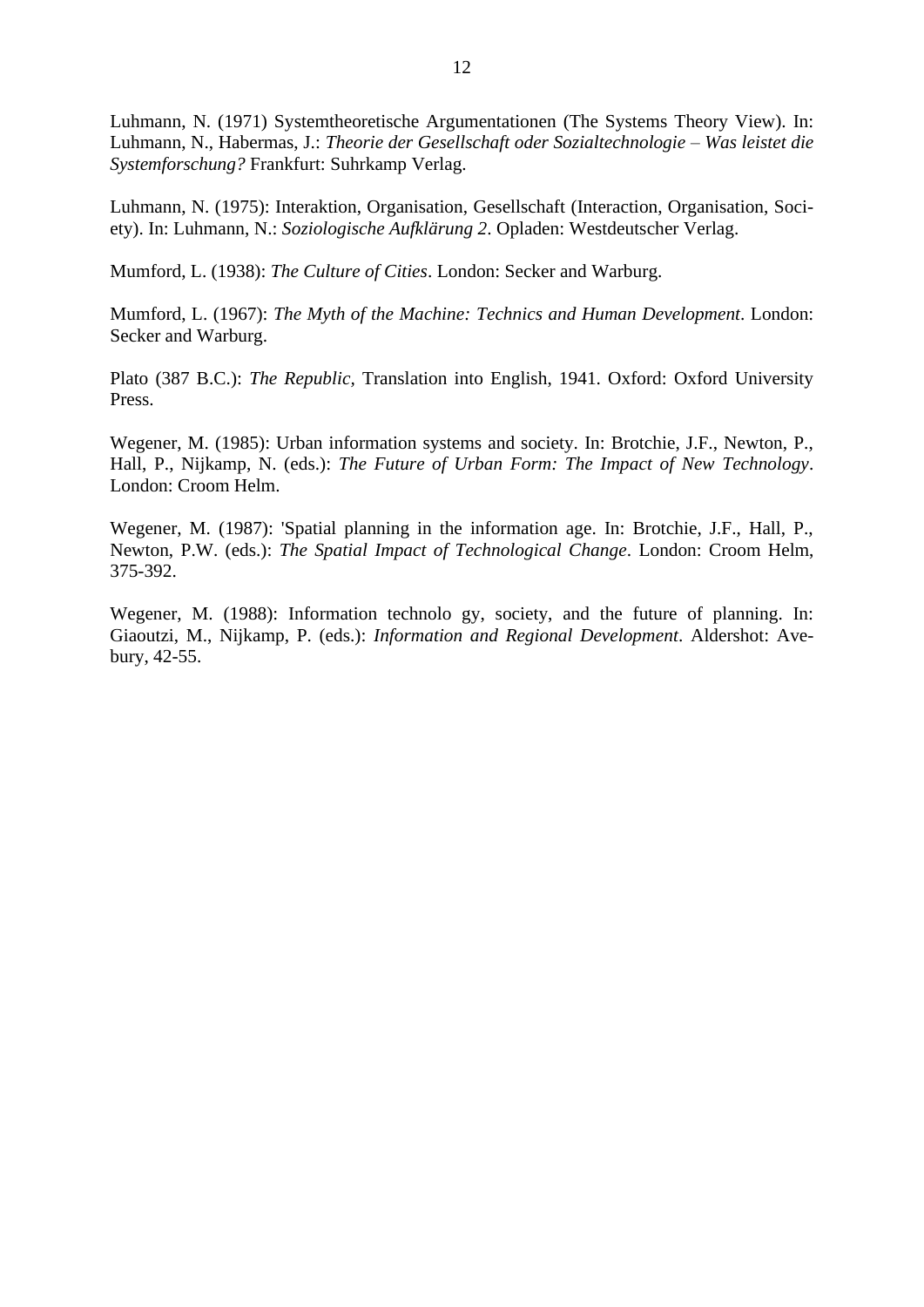Luhmann, N. (1971) Systemtheoretische Argumentationen (The Systems Theory View). In: Luhmann, N., Habermas, J.: *Theorie der Gesellschaft oder Sozialtechnologie – Was leistet die Systemforschung?* Frankfurt: Suhrkamp Verlag.

Luhmann, N. (1975): Interaktion, Organisation, Gesellschaft (Interaction, Organisation, Society). In: Luhmann, N.: *Soziologische Aufklärung 2*. Opladen: Westdeutscher Verlag.

Mumford, L. (1938): *The Culture of Cities*. London: Secker and Warburg.

Mumford, L. (1967): *The Myth of the Machine: Technics and Human Development*. London: Secker and Warburg.

Plato (387 B.C.): *The Republic*, Translation into English, 1941. Oxford: Oxford University Press.

Wegener, M. (1985): Urban information systems and society. In: Brotchie, J.F., Newton, P., Hall, P., Nijkamp, N. (eds.): *The Future of Urban Form: The Impact of New Technology*. London: Croom Helm.

Wegener, M. (1987): 'Spatial planning in the information age. In: Brotchie, J.F., Hall, P., Newton, P.W. (eds.): *The Spatial Impact of Technological Change*. London: Croom Helm, 375-392.

Wegener, M. (1988): Information technolo gy, society, and the future of planning. In: Giaoutzi, M., Nijkamp, P. (eds.): *Information and Regional Development*. Aldershot: Avebury, 42-55.